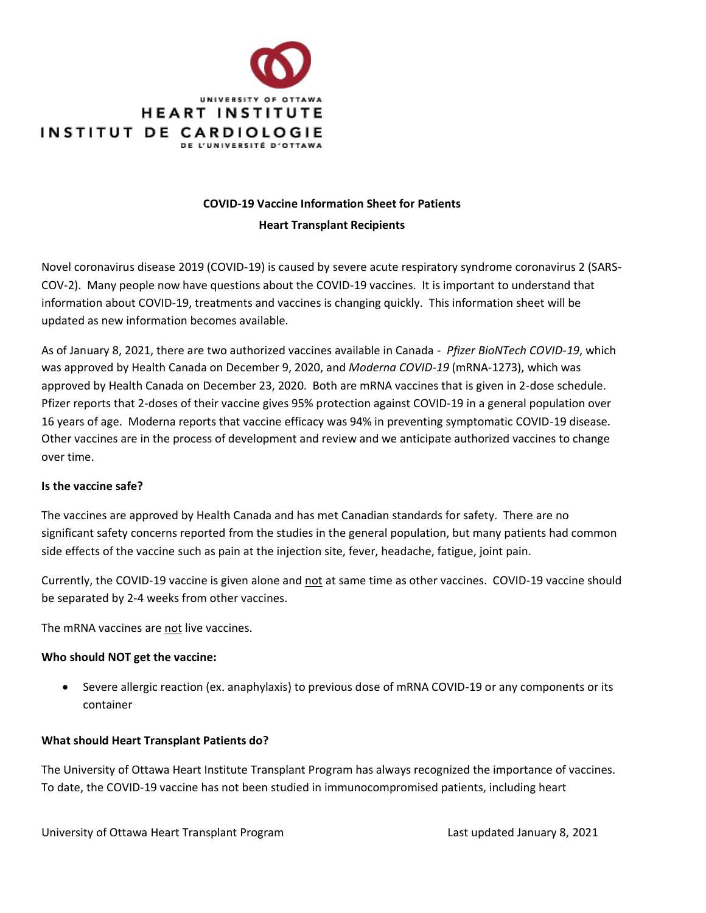UNIVERSITY OF OTTAWA
HEART INSTITUTE
INSTITUT DE CARDIOLOGIE
DE L'UNIVERSITÉ D'OTTAWA

**COVID-19 Vaccine Information Sheet for Patients**

**Heart Transplant Recipients**

Novel coronavirus disease 2019 (COVID-19) is caused by severe acute respiratory syndrome coronavirus 2 (SARS-COV-2). Many people now have questions about the COVID-19 vaccines. It is important to understand that information about COVID-19, treatments and vaccines is changing quickly. This information sheet will be updated as new information becomes available.

As of January 8, 2021, there are two authorized vaccines available in Canada - *Pfizer BioNTech COVID-19*, which was approved by Health Canada on December 9, 2020, and *Moderna COVID-19* (mRNA-1273), which was approved by Health Canada on December 23, 2020. Both are mRNA vaccines that is given in 2-dose schedule. Pfizer reports that 2-doses of their vaccine gives 95% protection against COVID-19 in a general population over 16 years of age. Moderna reports that vaccine efficacy was 94% in preventing symptomatic COVID-19 disease. Other vaccines are in the process of development and review and we anticipate authorized vaccines to change over time.

**Is the vaccine safe?**

The vaccines are approved by Health Canada and has met Canadian standards for safety. There are no significant safety concerns reported from the studies in the general population, but many patients had common side effects of the vaccine such as pain at the injection site, fever, headache, fatigue, joint pain.

Currently, the COVID-19 vaccine is given alone and <u>not</u> at same time as other vaccines. COVID-19 vaccine should be separated by 2-4 weeks from other vaccines.

The mRNA vaccines are <u>not</u> live vaccines.

**Who should NOT get the vaccine:**

- Severe allergic reaction (ex. anaphylaxis) to previous dose of mRNA COVID-19 or any components or its container

**What should Heart Transplant Patients do?**

The University of Ottawa Heart Institute Transplant Program has always recognized the importance of vaccines. To date, the COVID-19 vaccine has not been studied in immunocompromised patients, including heart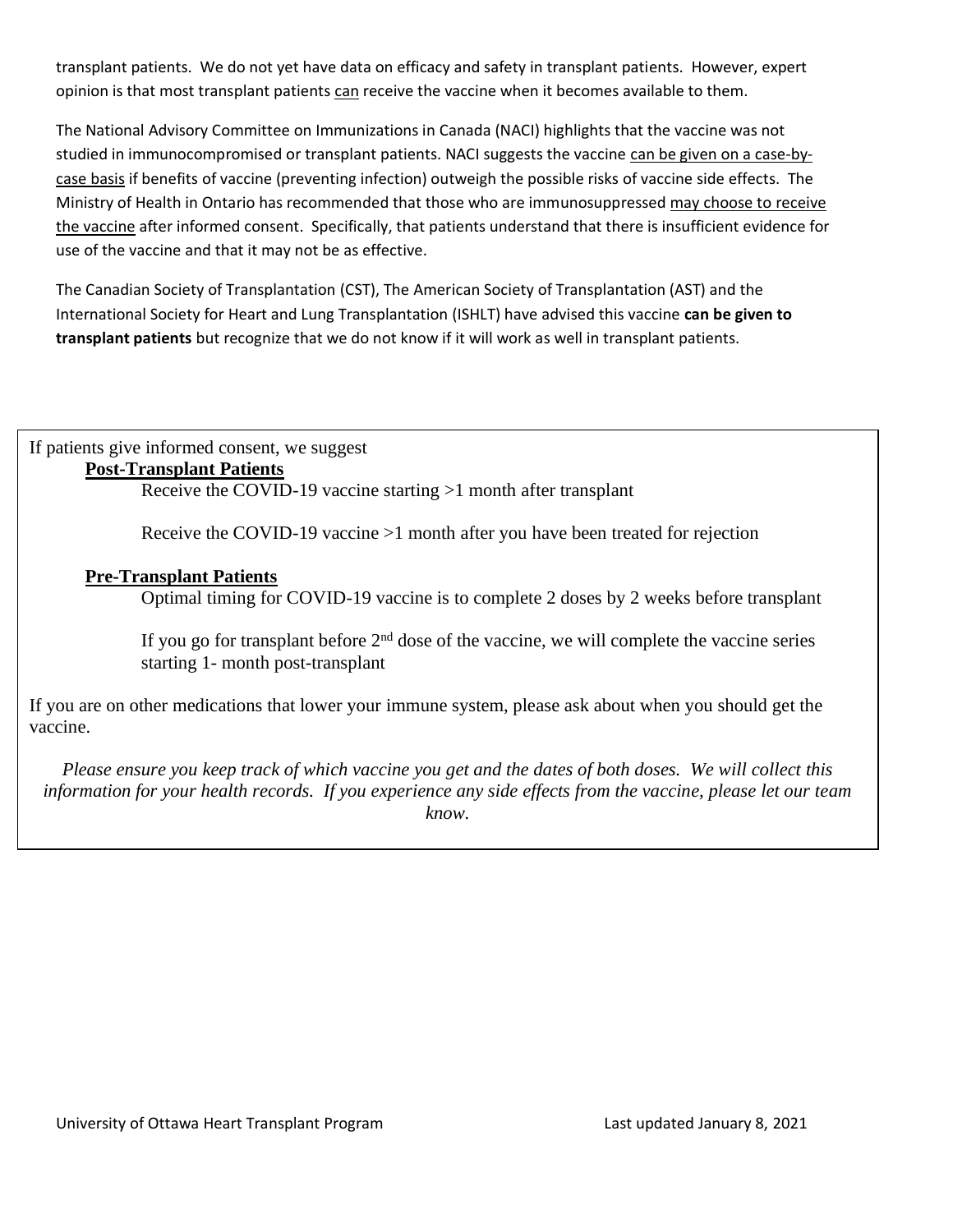transplant patients. We do not yet have data on efficacy and safety in transplant patients. However, expert opinion is that most transplant patients <u>can</u> receive the vaccine when it becomes available to them.

The National Advisory Committee on Immunizations in Canada (NACI) highlights that the vaccine was not studied in immunocompromised or transplant patients. NACI suggests the vaccine <u>can be given on a case-by-case basis</u> if benefits of vaccine (preventing infection) outweigh the possible risks of vaccine side effects. The Ministry of Health in Ontario has recommended that those who are immunosuppressed <u>may choose to receive the vaccine</u> after informed consent. Specifically, that patients understand that there is insufficient evidence for use of the vaccine and that it may not be as effective.

The Canadian Society of Transplantation (CST), The American Society of Transplantation (AST) and the International Society for Heart and Lung Transplantation (ISHLT) have advised this vaccine **can be given to transplant patients** but recognize that we do not know if it will work as well in transplant patients.

If patients give informed consent, we suggest

**<u>Post-Transplant Patients</u>**

Receive the COVID-19 vaccine starting >1 month after transplant

Receive the COVID-19 vaccine >1 month after you have been treated for rejection

**<u>Pre-Transplant Patients</u>**

Optimal timing for COVID-19 vaccine is to complete 2 doses by 2 weeks before transplant

If you go for transplant before 2nd dose of the vaccine, we will complete the vaccine series starting 1- month post-transplant

If you are on other medications that lower your immune system, please ask about when you should get the vaccine.

*Please ensure you keep track of which vaccine you get and the dates of both doses. We will collect this information for your health records. If you experience any side effects from the vaccine, please let our team know.*

University of Ottawa Heart Transplant Program

Last updated January 8, 2021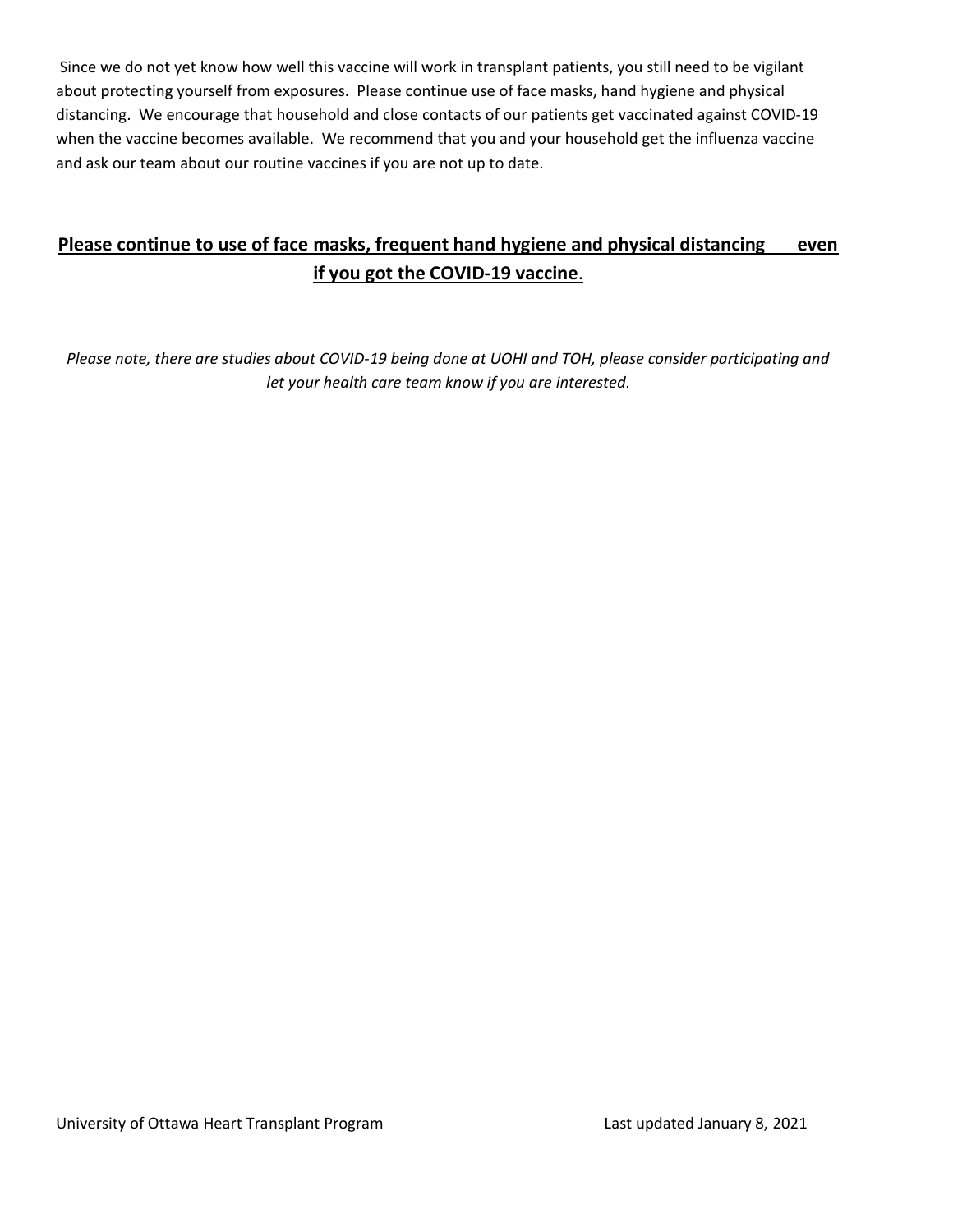Since we do not yet know how well this vaccine will work in transplant patients, you still need to be vigilant about protecting yourself from exposures. Please continue use of face masks, hand hygiene and physical distancing. We encourage that household and close contacts of our patients get vaccinated against COVID-19 when the vaccine becomes available. We recommend that you and your household get the influenza vaccine and ask our team about our routine vaccines if you are not up to date.

**Please continue to use of face masks, frequent hand hygiene and physical distancing even if you got the COVID-19 vaccine.**

*Please note, there are studies about COVID-19 being done at UOHI and TOH, please consider participating and let your health care team know if you are interested.*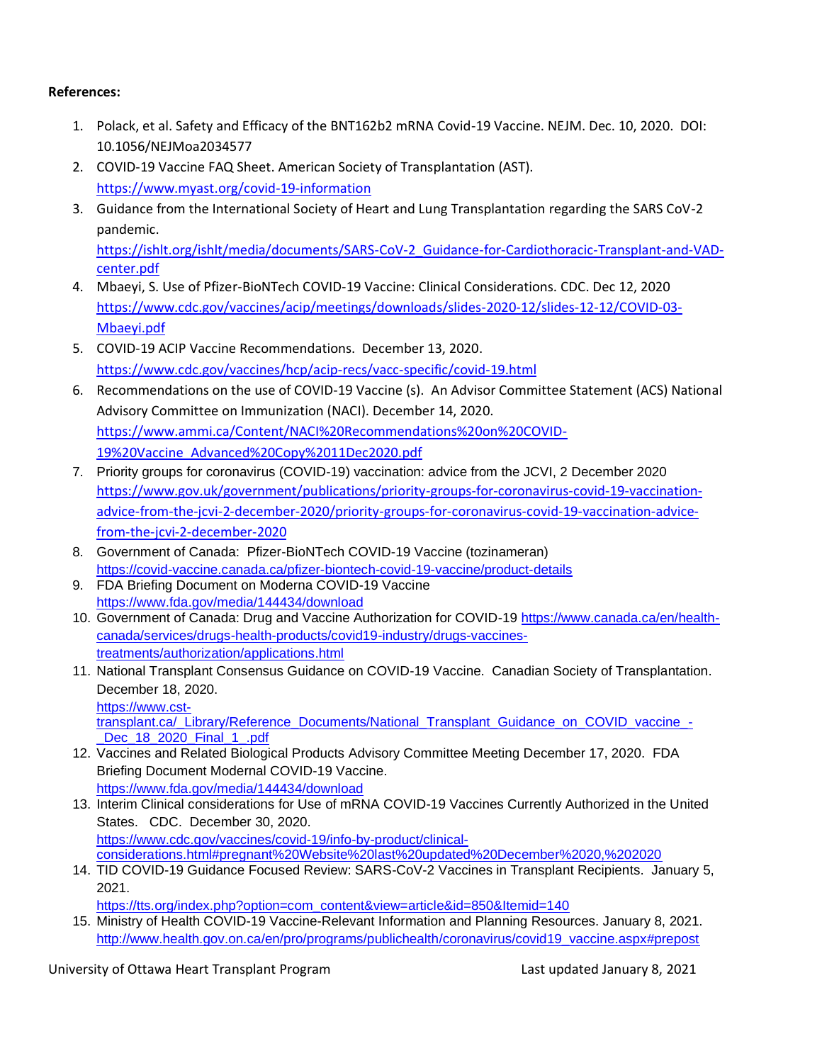**References:**

1. Polack, et al. Safety and Efficacy of the BNT162b2 mRNA Covid-19 Vaccine. NEJM. Dec. 10, 2020. DOI: 10.1056/NEJMoa2034577
2. COVID-19 Vaccine FAQ Sheet. American Society of Transplantation (AST). https://www.myast.org/covid-19-information
3. Guidance from the International Society of Heart and Lung Transplantation regarding the SARS CoV-2 pandemic. https://ishlt.org/ishlt/media/documents/SARS-CoV-2_Guidance-for-Cardiothoracic-Transplant-and-VAD-center.pdf
4. Mbaeyi, S. Use of Pfizer-BioNTech COVID-19 Vaccine: Clinical Considerations. CDC. Dec 12, 2020 https://www.cdc.gov/vaccines/acip/meetings/downloads/slides-2020-12/slides-12-12/COVID-03-Mbaeyi.pdf
5. COVID-19 ACIP Vaccine Recommendations. December 13, 2020. https://www.cdc.gov/vaccines/hcp/acip-recs/vacc-specific/covid-19.html
6. Recommendations on the use of COVID-19 Vaccine (s). An Advisor Committee Statement (ACS) National Advisory Committee on Immunization (NACI). December 14, 2020. https://www.ammi.ca/Content/NACI%20Recommendations%20on%20COVID-19%20Vaccine_Advanced%20Copy%2011Dec2020.pdf
7. Priority groups for coronavirus (COVID-19) vaccination: advice from the JCVI, 2 December 2020 https://www.gov.uk/government/publications/priority-groups-for-coronavirus-covid-19-vaccination-advice-from-the-jcvi-2-december-2020/priority-groups-for-coronavirus-covid-19-vaccination-advice-from-the-jcvi-2-december-2020
8. Government of Canada: Pfizer-BioNTech COVID-19 Vaccine (tozinameran) https://covid-vaccine.canada.ca/pfizer-biontech-covid-19-vaccine/product-details
9. FDA Briefing Document on Moderna COVID-19 Vaccine https://www.fda.gov/media/144434/download
10. Government of Canada: Drug and Vaccine Authorization for COVID-19 https://www.canada.ca/en/health-canada/services/drugs-health-products/covid19-industry/drugs-vaccines-treatments/authorization/applications.html
11. National Transplant Consensus Guidance on COVID-19 Vaccine. Canadian Society of Transplantation. December 18, 2020. https://www.cst-transplant.ca/_Library/Reference_Documents/National_Transplant_Guidance_on_COVID_vaccine_-_Dec_18_2020_Final_1_.pdf
12. Vaccines and Related Biological Products Advisory Committee Meeting December 17, 2020. FDA Briefing Document Modernal COVID-19 Vaccine. https://www.fda.gov/media/144434/download
13. Interim Clinical considerations for Use of mRNA COVID-19 Vaccines Currently Authorized in the United States. CDC. December 30, 2020. https://www.cdc.gov/vaccines/covid-19/info-by-product/clinical-considerations.html#pregnant%20Website%20last%20updated%20December%2020,%202020
14. TID COVID-19 Guidance Focused Review: SARS-CoV-2 Vaccines in Transplant Recipients. January 5, 2021. https://tts.org/index.php?option=com_content&view=article&id=850&Itemid=140
15. Ministry of Health COVID-19 Vaccine-Relevant Information and Planning Resources. January 8, 2021. http://www.health.gov.on.ca/en/pro/programs/publichealth/coronavirus/covid19_vaccine.aspx#prepost